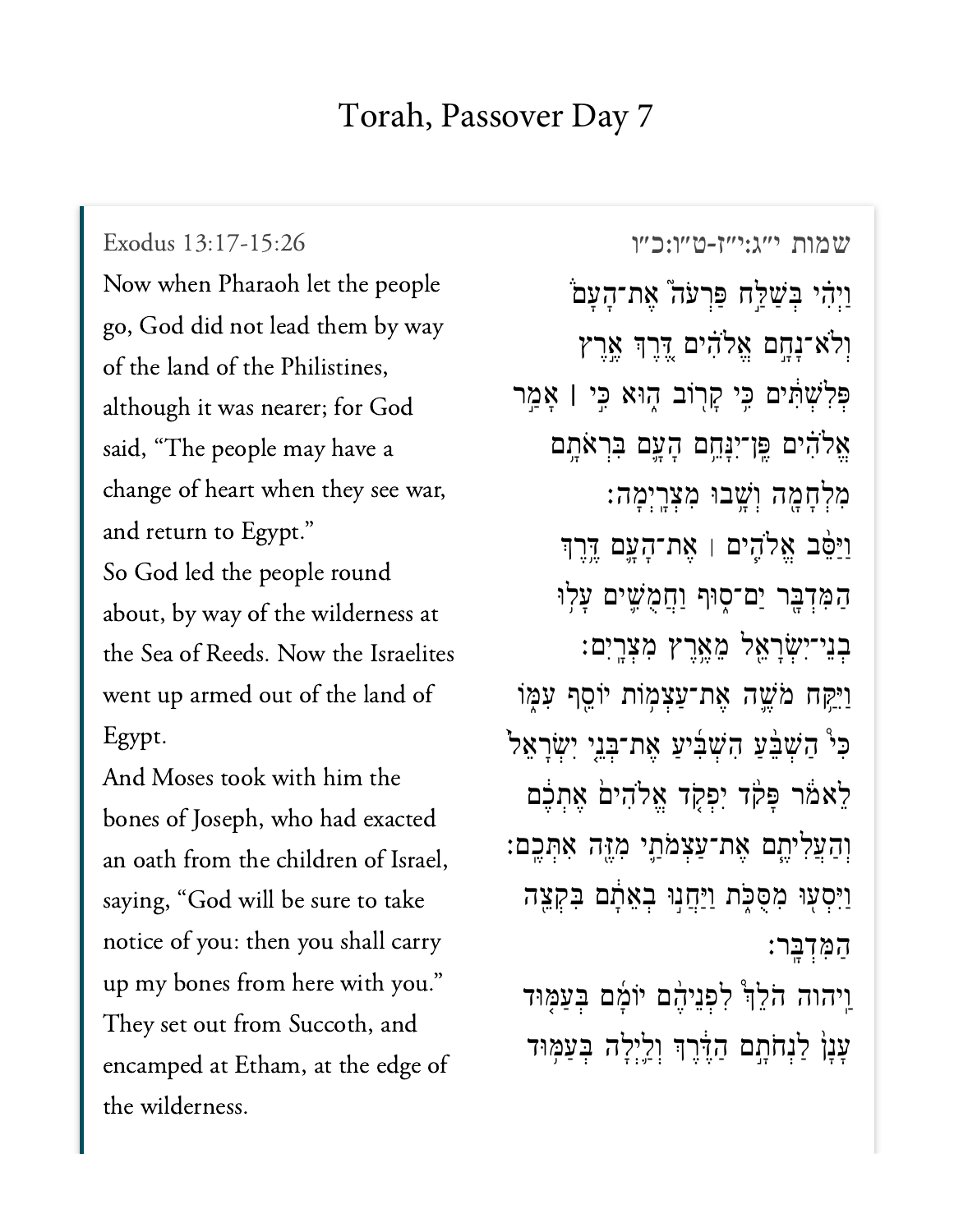# Torah, Passover Day 7

Exodus 13:17-15:26

Now when Pharaoh let the people go, God did not lead them by way of the land of the Philistines, although it was nearer; for God said, "The people may have a change of heart when they see war, and return to Egypt."

So God led the people round about, by way of the wilderness at the Sea of Reeds. Now the Israelites went up armed out of the land of Egypt.

And Moses took with him the bones of Joseph, who had exacted an oath from the children of Israel, saying, "God will be sure to take notice of you: then you shall carry up my bones from here with you."

They set out from Succoth, and encamped at Etham, at the edge of the wilderness.

שמות י״ג:י״ז-ט״ו:כ״ו

וַיְהִ֗י בְּשַׁלַּ֣ח פַּרְעֹה֮ אֶת־הָעָם֒ וְלֹא־נָחָ֣ם אֱלֹהִ֗ים דֶּ֚רֶךְ אֶ֣רֶץ פְּלִשְׁתִּ֔ים כִּ֥י קָר֖וֹב ה֑וּא כִּ֣י ׀ אָמַ֣ר אֱלֹהִ֗ים פֶּֽן־יִנָּחֵ֥ם הָעָ֛ם בִּרְאֹתָ֥ם מִלְחָמָ֖ה וְשָׁ֥בוּ מִצְרָֽיְמָה׃

וַיַּסֵּ֨ב אֱלֹהִ֧ים ׀ אֶת־הָעָ֛ם דֶּ֥רֶךְ הַמִּדְבָּ֖ר יַם־ס֑וּף וַחֲמֻשִׁ֛ים עָל֥וּ בְנֵֽי־יִשְׂרָאֵ֖ל מֵאֶ֥רֶץ מִצְרָֽיִם׃

וַיִּקַּ֥ח מֹשֶׁ֛ה אֶת־עַצְמ֥וֹת יוֹסֵ֖ף עִמּ֑וֹ כִּי֩ הַשְׁבֵּ֨עַ הִשְׁבִּ֜יעַ אֶת־בְּנֵ֤י יִשְׂרָאֵל֙ לֵאמֹ֔ר פָּקֹ֨ד יִפְקֹ֤ד אֱלֹהִים֙ אֶתְכֶ֔ם וְהַעֲלִיתֶ֧ם אֶת־עַצְמֹתַ֛י מִזֶּ֖ה אִתְּכֶֽם׃

וַיִּסְע֖וּ מִסֻּכֹּ֑ת וַֽיַּחֲנ֣וּ בְאֵתָ֔ם בִּקְצֵ֖ה הַמִּדְבָּֽר׃

וַֽיהוָ֡ה הֹלֵךְ֩ לִפְנֵיהֶ֨ם יוֹמָ֜ם בְּעַמּ֤וּד עָנָן֙ לַנְחֹתָ֣ם הַדֶּ֔רֶךְ וְלַ֛יְלָה בְּעַמּ֥וּד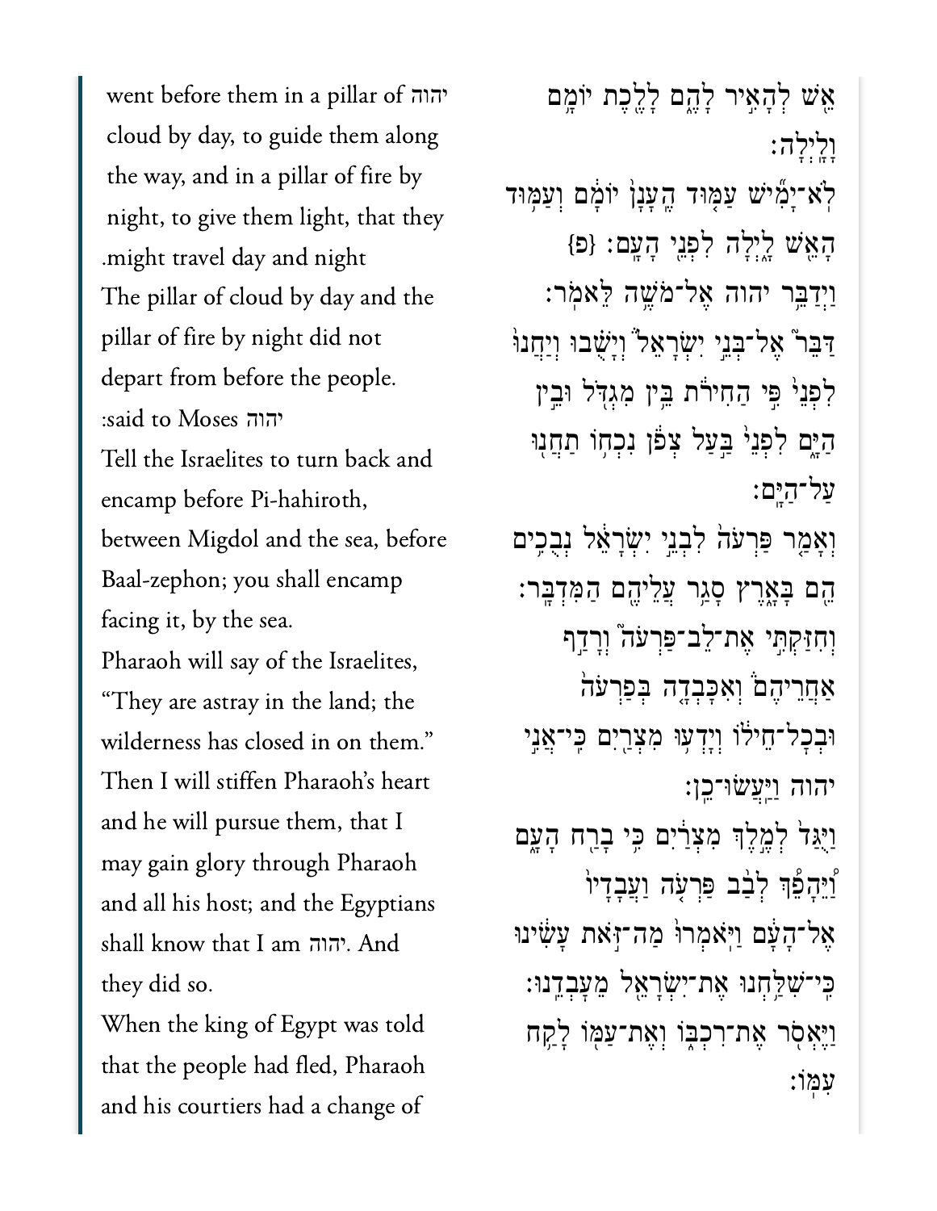יהוה went before them in a pillar of cloud by day, to guide them along the way, and in a pillar of fire by night, to give them light, that they might travel day and night.

אֵשׁ לְהָאִיר לָהֶם לָלֶכֶת יוֹמָם וָלָיְלָה׃

The pillar of cloud by day and the pillar of fire by night did not depart from before the people.

לֹא־יָמִישׁ עַמּוּד הֶעָנָן יוֹמָם וְעַמּוּד הָאֵשׁ לָיְלָה לִפְנֵי הָעָם׃ {פ}

יהוה said to Moses:

וַיְדַבֵּר יהוה אֶל־מֹשֶׁה לֵּאמֹר׃

Tell the Israelites to turn back and encamp before Pi-hahiroth, between Migdol and the sea, before Baal-zephon; you shall encamp facing it, by the sea.

דַּבֵּר אֶל־בְּנֵי יִשְׂרָאֵל וְיָשֻׁבוּ וְיַחֲנוּ לִפְנֵי פִּי הַחִירֹת בֵּין מִגְדֹּל וּבֵין הַיָּם לִפְנֵי בַּעַל צְפֹן נִכְחוֹ תַחֲנוּ עַל־הַיָּם׃

Pharaoh will say of the Israelites, "They are astray in the land; the wilderness has closed in on them."

וְאָמַר פַּרְעֹה לִבְנֵי יִשְׂרָאֵל נְבֻכִים הֵם בָּאָרֶץ סָגַר עֲלֵיהֶם הַמִּדְבָּר׃

Then I will stiffen Pharaoh's heart and he will pursue them, that I may gain glory through Pharaoh and all his host; and the Egyptians shall know that I am יהוה. And they did so.

וְחִזַּקְתִּי אֶת־לֵב־פַּרְעֹה וְרָדַף אַחֲרֵיהֶם וְאִכָּבְדָה בְּפַרְעֹה וּבְכָל־חֵילוֹ וְיָדְעוּ מִצְרַיִם כִּי־אֲנִי יהוה וַיַּעֲשׂוּ־כֵן׃

When the king of Egypt was told that the people had fled, Pharaoh and his courtiers had a change of

וַיֻּגַּד לְמֶלֶךְ מִצְרַיִם כִּי בָרַח הָעָם וַיֵּהָפֵךְ לְבַב פַּרְעֹה וַעֲבָדָיו אֶל־הָעָם וַיֹּאמְרוּ מַה־זֹּאת עָשִׂינוּ כִּי־שִׁלַּחְנוּ אֶת־יִשְׂרָאֵל מֵעָבְדֵנוּ׃

וַיֶּאְסֹר אֶת־רִכְבּוֹ וְאֶת־עַמּוֹ לָקַח עִמּוֹ׃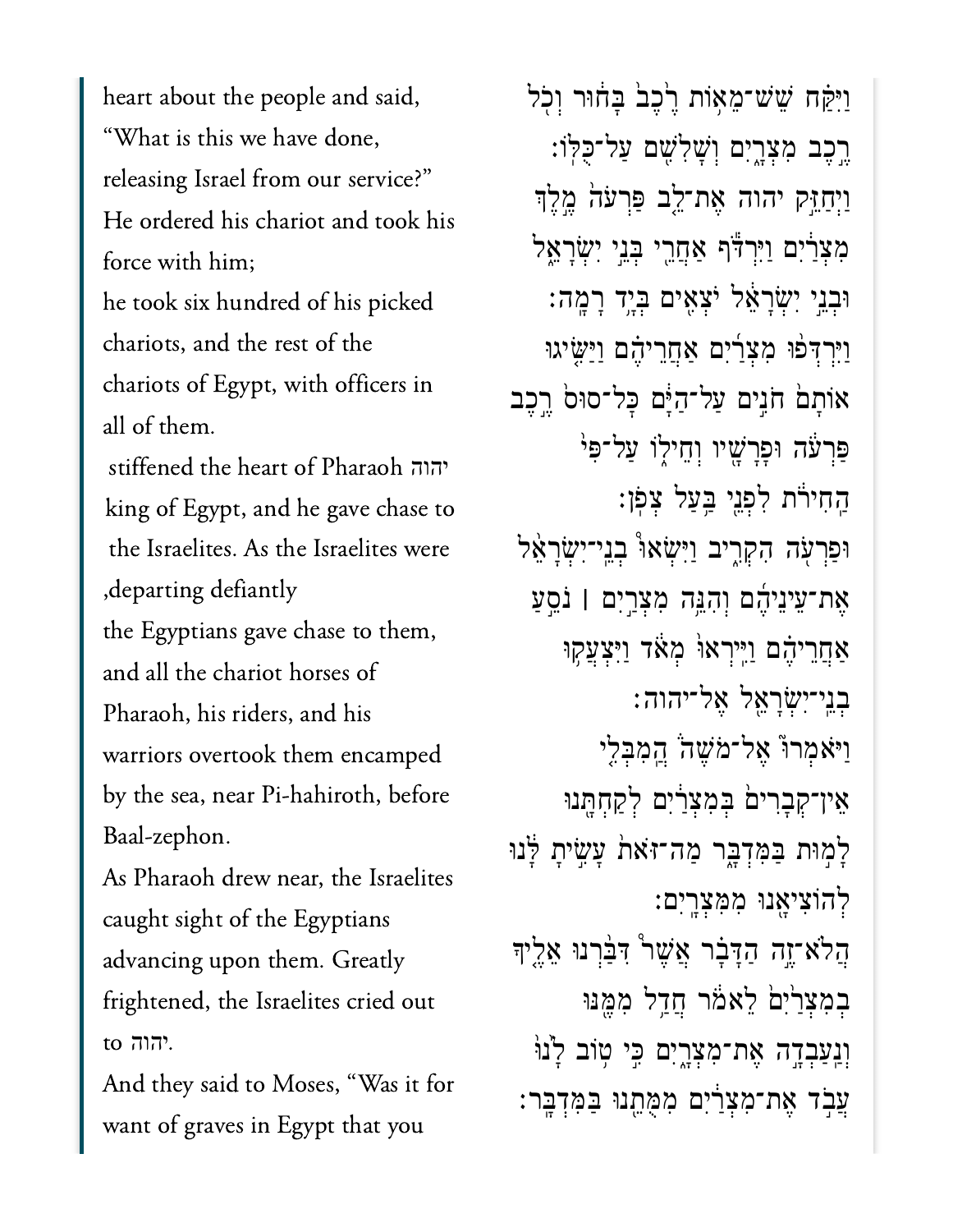heart about the people and said, "What is this we have done, releasing Israel from our service?" He ordered his chariot and took his force with him;

he took six hundred of his picked chariots, and the rest of the chariots of Egypt, with officers in all of them.

יהוה stiffened the heart of Pharaoh king of Egypt, and he gave chase to the Israelites. As the Israelites were departing defiantly,

the Egyptians gave chase to them, and all the chariot horses of Pharaoh, his riders, and his warriors overtook them encamped by the sea, near Pi-hahiroth, before Baal-zephon.

As Pharaoh drew near, the Israelites caught sight of the Egyptians advancing upon them. Greatly frightened, the Israelites cried out to יהוה.

And they said to Moses, "Was it for want of graves in Egypt that you

וַיִּקַּ֞ח שֵׁשׁ־מֵא֥וֹת רֶ֙כֶב֙ בָּח֔וּר וְכֹ֖ל רֶ֣כֶב מִצְרָ֑יִם וְשָׁלִשִׁ֖ם עַל־כֻּלּֽוֹ׃

וַיְחַזֵּ֣ק יהוה אֶת־לֵ֤ב פַּרְעֹה֙ מֶ֣לֶךְ מִצְרַ֔יִם וַיִּרְדֹּ֕ף אַחֲרֵ֖י בְּנֵ֣י יִשְׂרָאֵ֑ל וּבְנֵ֣י יִשְׂרָאֵ֔ל יֹצְאִ֖ים בְּיָ֥ד רָמָֽה׃

וַיִּרְדְּפ֨וּ מִצְרַ֜יִם אַחֲרֵיהֶ֗ם וַיַּשִּׂ֤יגוּ אוֹתָם֙ חֹנִ֣ים עַל־הַיָּ֔ם כָּל־סוּס֙ רֶ֣כֶב פַּרְעֹ֔ה וּפָרָשָׁ֖יו וְחֵיל֑וֹ עַל־פִּי֙ הַחִ֣ירֹ֔ת לִפְנֵ֖י בַּ֥עַל צְפֹֽן׃

וּפַרְעֹ֖ה הִקְרִ֑יב וַיִּשְׂא֣וּ בְנֵי־יִ֠שְׂרָאֵ֠ל אֶת־עֵינֵיהֶ֨ם וְהִנֵּ֥ה מִצְרַ֣יִם ׀ נֹסֵ֣עַ אַחֲרֵיהֶ֗ם וַיִּֽירְאוּ֙ מְאֹ֔ד וַיִּצְעֲק֥וּ בְנֵֽי־יִשְׂרָאֵ֖ל אֶל־יהוה׃

וַיֹּֽאמְרוּ֮ אֶל־מֹשֶׁה֒ הֲמִבְּלִ֤י אֵין־קְבָרִים֙ בְּמִצְרַ֔יִם לְקַחְתָּ֖נוּ לָמ֣וּת בַּמִּדְבָּ֑ר מַה־זֹּאת֙ עָשִׂ֣יתָ לָּ֔נוּ לְהוֹצִיאָ֖נוּ מִמִּצְרָֽיִם׃

הֲלֹא־זֶ֣ה הַדָּבָ֗ר אֲשֶׁר֩ דִּבַּ֨רְנוּ אֵלֶ֤יךָ בְמִצְרַ֙יִם֙ לֵאמֹ֔ר חֲדַ֥ל מִמֶּ֖נּוּ וְנַעַבְדָ֣ה אֶת־מִצְרָ֑יִם כִּ֣י ט֥וֹב לָ֙נוּ֙ עֲבֹ֣ד אֶת־מִצְרַ֔יִם מִמֻּתֵ֖נוּ בַּמִּדְבָּֽר׃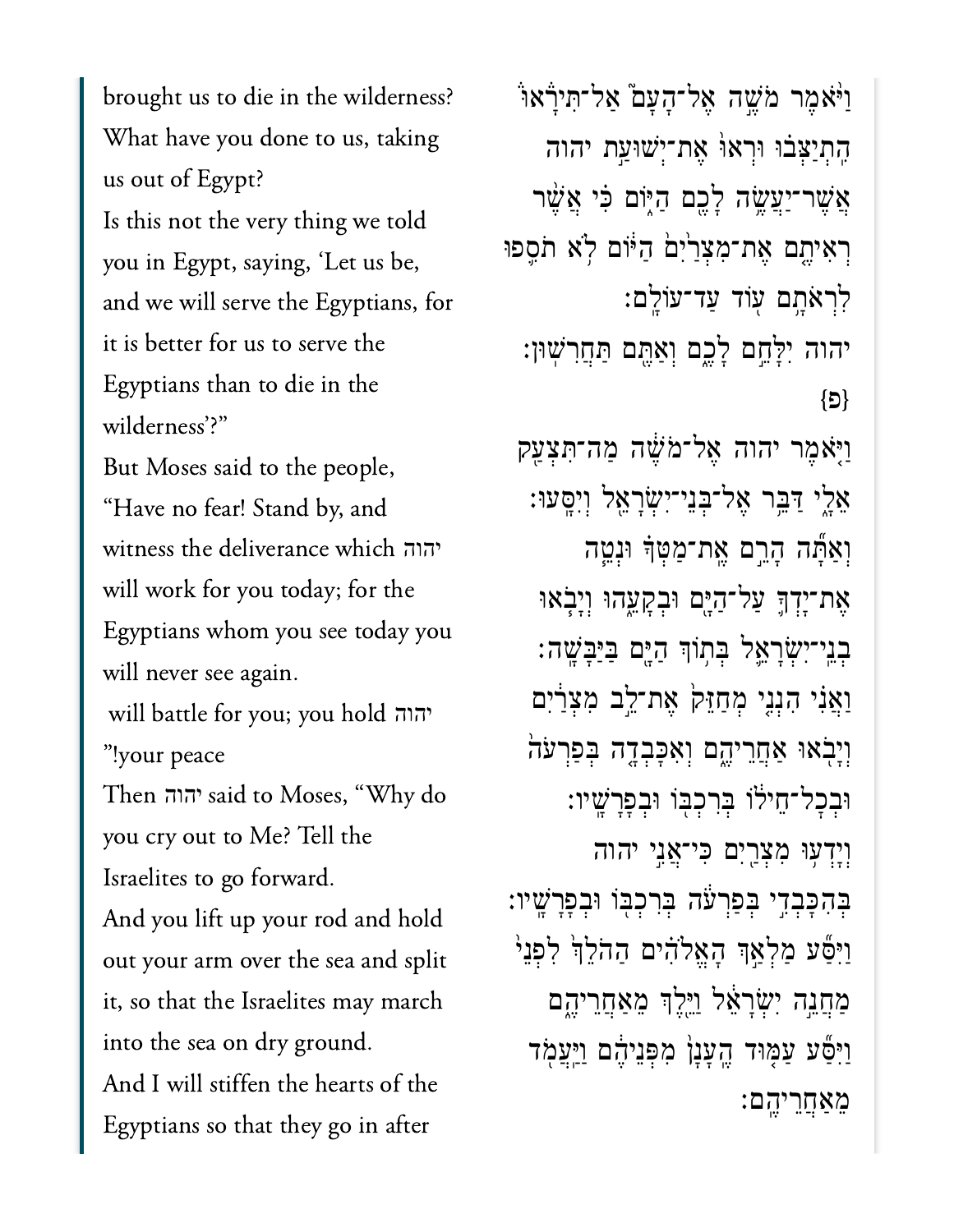brought us to die in the wilderness? What have you done to us, taking us out of Egypt?

Is this not the very thing we told you in Egypt, saying, 'Let us be, and we will serve the Egyptians, for it is better for us to serve the Egyptians than to die in the wilderness'?"

But Moses said to the people, "Have no fear! Stand by, and witness the deliverance which יהוה will work for you today; for the Egyptians whom you see today you will never see again.

יהוה will battle for you; you hold your peace!"

Then יהוה said to Moses, "Why do you cry out to Me? Tell the Israelites to go forward.

And you lift up your rod and hold out your arm over the sea and split it, so that the Israelites may march into the sea on dry ground.

And I will stiffen the hearts of the Egyptians so that they go in after

וַיֹּ֨אמֶר מֹשֶׁ֣ה אֶל־הָעָם֮ אַל־תִּירָאוּ֒ הִֽתְיַצְּב֗וּ וּרְאוּ֙ אֶת־יְשׁוּעַ֣ת יהוה אֲשֶׁר־יַעֲשֶׂ֥ה לָכֶ֖ם הַיּ֑וֹם כִּ֗י אֲשֶׁ֨ר רְאִיתֶ֤ם אֶת־מִצְרַ֙יִם֙ הַיּ֔וֹם לֹ֥א תֹסִ֛פוּ לִרְאֹתָ֥ם ע֖וֹד עַד־עוֹלָֽם׃

יהוה יִלָּחֵ֣ם לָכֶ֑ם וְאַתֶּ֖ם תַּחֲרִשֽׁוּן׃ {פ}

וַיֹּ֤אמֶר יהוה אֶל־מֹשֶׁ֔ה מַה־תִּצְעַ֖ק אֵלָ֑י דַּבֵּ֥ר אֶל־בְּנֵֽי־יִשְׂרָאֵ֖ל וְיִסָּֽעוּ׃

וְאַתָּ֞ה הָרֵ֣ם אֶֽת־מַטְּךָ֗ וּנְטֵ֧ה אֶת־יָדְךָ֛ עַל־הַיָּ֖ם וּבְקָעֵ֑הוּ וְיָבֹ֧אוּ בְנֵֽי־יִשְׂרָאֵ֛ל בְּת֥וֹךְ הַיָּ֖ם בַּיַּבָּשָֽׁה׃

וַאֲנִ֗י הִנְנִ֤י מְחַזֵּק֙ אֶת־לֵ֣ב מִצְרַ֔יִם וְיָבֹ֖אוּ אַחֲרֵיהֶ֑ם וְאִכָּבְדָ֤ה בְּפַרְעֹה֙ וּבְכׇל־חֵיל֔וֹ בְּרִכְבּ֖וֹ וּבְפָרָשָֽׁיו׃

וְיָדְע֥וּ מִצְרַ֖יִם כִּֽי־אֲנִ֣י יהוה בְּהִכָּבְדִ֣י בְּפַרְעֹ֔ה בְּרִכְבּ֖וֹ וּבְפָרָשָֽׁיו׃

וַיִּסַּ֞ע מַלְאַ֣ךְ הָאֱלֹהִ֗ים הַהֹלֵךְ֙ לִפְנֵי֙ מַחֲנֵ֣ה יִשְׂרָאֵ֔ל וַיֵּ֖לֶךְ מֵאַחֲרֵיהֶ֑ם וַיִּסַּ֞ע עַמּ֤וּד הֶֽעָנָן֙ מִפְּנֵיהֶ֔ם וַיַּעֲמֹ֖ד מֵאַחֲרֵיהֶֽם׃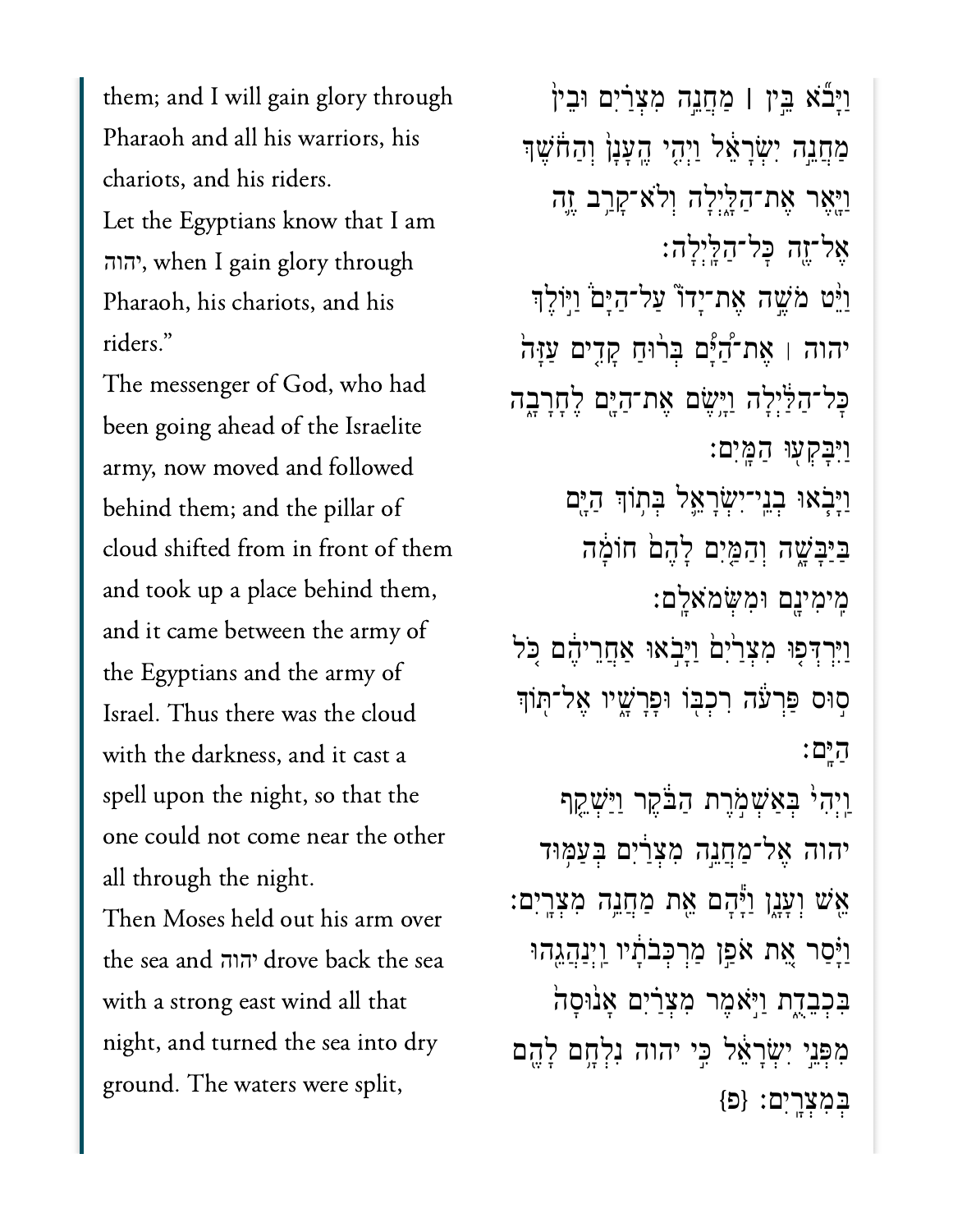them; and I will gain glory through Pharaoh and all his warriors, his chariots, and his riders.

Let the Egyptians know that I am יהוה, when I gain glory through Pharaoh, his chariots, and his riders."

The messenger of God, who had been going ahead of the Israelite army, now moved and followed behind them; and the pillar of cloud shifted from in front of them and took up a place behind them, and it came between the army of the Egyptians and the army of Israel. Thus there was the cloud with the darkness, and it cast a spell upon the night, so that the one could not come near the other all through the night.

Then Moses held out his arm over the sea and יהוה drove back the sea with a strong east wind all that night, and turned the sea into dry ground. The waters were split,

וַיָּבֹ֞א בֵּ֣ין ׀ מַחֲנֵ֣ה מִצְרַ֗יִם וּבֵין֙ מַחֲנֵ֣ה יִשְׂרָאֵ֔ל וַיְהִ֤י הֶֽעָנָן֙ וְהַחֹ֔שֶׁךְ וַיָּ֖אֶר אֶת־הַלָּ֑יְלָה וְלֹֽא־קָרַ֥ב זֶ֛ה אֶל־זֶ֖ה כָּל־הַלָּֽיְלָה׃

וַיֵּ֨ט מֹשֶׁ֣ה אֶת־יָדוֹ֮ עַל־הַיָּם֒ וַיּ֣וֹלֶךְ יהוה ׀ אֶת־הַ֠יָּם בְּר֨וּחַ קָדִ֤ים עַזָּה֙ כָּל־הַלַּ֔יְלָה וַיָּ֥שֶׂם אֶת־הַיָּ֖ם לֶחָרָבָ֑ה וַיִּבָּקְע֖וּ הַמָּֽיִם׃

וַיָּבֹ֧אוּ בְנֵֽי־יִשְׂרָאֵ֛ל בְּת֥וֹךְ הַיָּ֖ם בַּיַּבָּשָׁ֑ה וְהַמַּ֤יִם לָהֶם֙ חוֹמָ֔ה מִימִינָ֖ם וּמִשְּׂמֹאלָֽם׃

וַיִּרְדְּפ֤וּ מִצְרַ֙יִם֙ וַיָּבֹ֣אוּ אַחֲרֵיהֶ֔ם כֹּ֚ל ס֣וּס פַּרְעֹ֔ה רִכְבּ֖וֹ וּפָרָשָׁ֑יו אֶל־תּ֖וֹךְ הַיָּֽם׃

וַיְהִי֙ בְּאַשְׁמֹ֣רֶת הַבֹּ֔קֶר וַיַּשְׁקֵ֤ף יהוה אֶל־מַחֲנֵ֣ה מִצְרַ֔יִם בְּעַמּ֥וּד אֵ֖שׁ וְעָנָ֑ן וַיָּ֕הָם אֵ֖ת מַחֲנֵ֥ה מִצְרָֽיִם׃

וַיָּ֗סַר אֵ֚ת אֹפַ֣ן מַרְכְּבֹתָ֔יו וַיְנַהֲגֵ֖הוּ בִּכְבֵדֻ֑ת וַיֹּ֣אמֶר מִצְרַ֗יִם אָנ֙וּסָה֙ מִפְּנֵ֣י יִשְׂרָאֵ֔ל כִּ֣י יהוה נִלְחָ֥ם לָהֶ֖ם בְּמִצְרָֽיִם׃ {פ}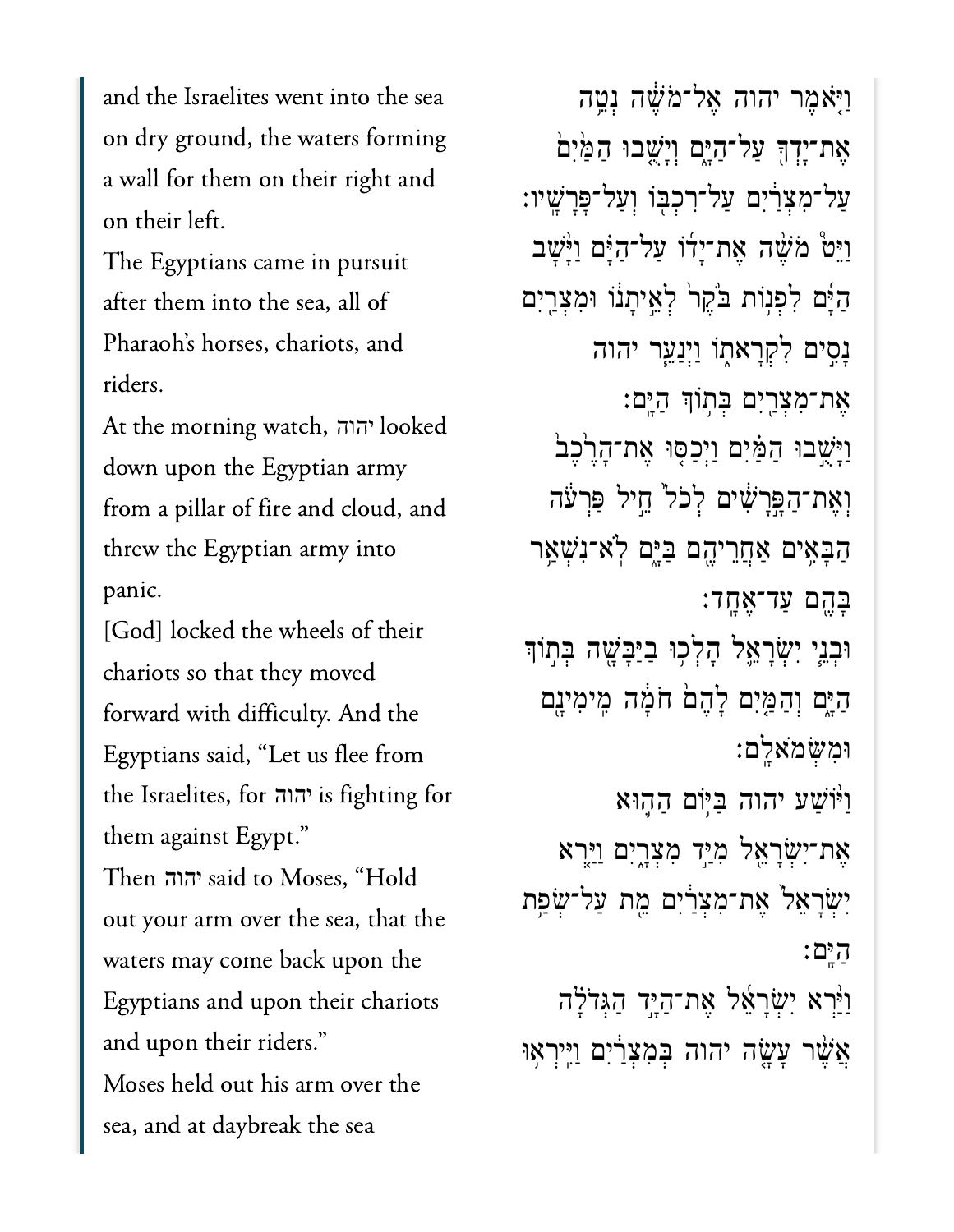and the Israelites went into the sea on dry ground, the waters forming a wall for them on their right and on their left.

The Egyptians came in pursuit after them into the sea, all of Pharaoh's horses, chariots, and riders.

At the morning watch, יהוה looked down upon the Egyptian army from a pillar of fire and cloud, and threw the Egyptian army into panic.

[God] locked the wheels of their chariots so that they moved forward with difficulty. And the Egyptians said, "Let us flee from the Israelites, for יהוה is fighting for them against Egypt."

Then יהוה said to Moses, "Hold out your arm over the sea, that the waters may come back upon the Egyptians and upon their chariots and upon their riders."

Moses held out his arm over the sea, and at daybreak the sea

וַיֹּ֤אמֶר יהוה אֶל־מֹשֶׁ֔ה נְטֵ֥ה אֶת־יָדְךָ֖ עַל־הַיָּ֑ם וְיָשֻׁ֤בוּ הַמַּ֙יִם֙ עַל־מִצְרַ֔יִם עַל־רִכְבּ֖וֹ וְעַל־פָּרָשָֽׁיו׃

וַיֵּט֩ מֹשֶׁ֨ה אֶת־יָד֜וֹ עַל־הַיָּ֗ם וַיָּ֨שָׁב הַיָּ֜ם לִפְנ֥וֹת בֹּ֙קֶר֙ לְאֵ֣יתָנ֔וֹ וּמִצְרַ֖יִם נָסִ֣ים לִקְרָאת֑וֹ וַיְנַעֵ֧ר יהוה אֶת־מִצְרַ֖יִם בְּת֥וֹךְ הַיָּֽם׃

וַיָּשֻׁ֣בוּ הַמַּ֗יִם וַיְכַסּ֤וּ אֶת־הָרֶ֙כֶב֙ וְאֶת־הַפָּ֣רָשִׁ֔ים לְכֹל֙ חֵ֣יל פַּרְעֹ֔ה הַבָּאִ֥ים אַחֲרֵיהֶ֖ם בַּיָּ֑ם לֹֽא־נִשְׁאַ֥ר בָּהֶ֖ם עַד־אֶחָֽד׃

וּבְנֵ֧י יִשְׂרָאֵ֛ל הָלְכ֥וּ בַיַּבָּשָׁ֖ה בְּת֣וֹךְ הַיָּ֑ם וְהַמַּ֤יִם לָהֶם֙ חֹמָ֔ה מִֽימִינָ֖ם וּמִשְּׂמֹאלָֽם׃

וַיּ֨וֹשַׁע יהוה בַּיּ֥וֹם הַה֛וּא אֶת־יִשְׂרָאֵ֖ל מִיַּ֣ד מִצְרָ֑יִם וַיַּ֤רְא יִשְׂרָאֵל֙ אֶת־מִצְרַ֔יִם מֵ֖ת עַל־שְׂפַ֥ת הַיָּֽם׃

וַיַּ֨רְא יִשְׂרָאֵ֜ל אֶת־הַיָּ֣ד הַגְּדֹלָ֗ה אֲשֶׁ֨ר עָשָׂ֤ה יהוה בְּמִצְרַ֔יִם וַיִּֽירְא֥וּ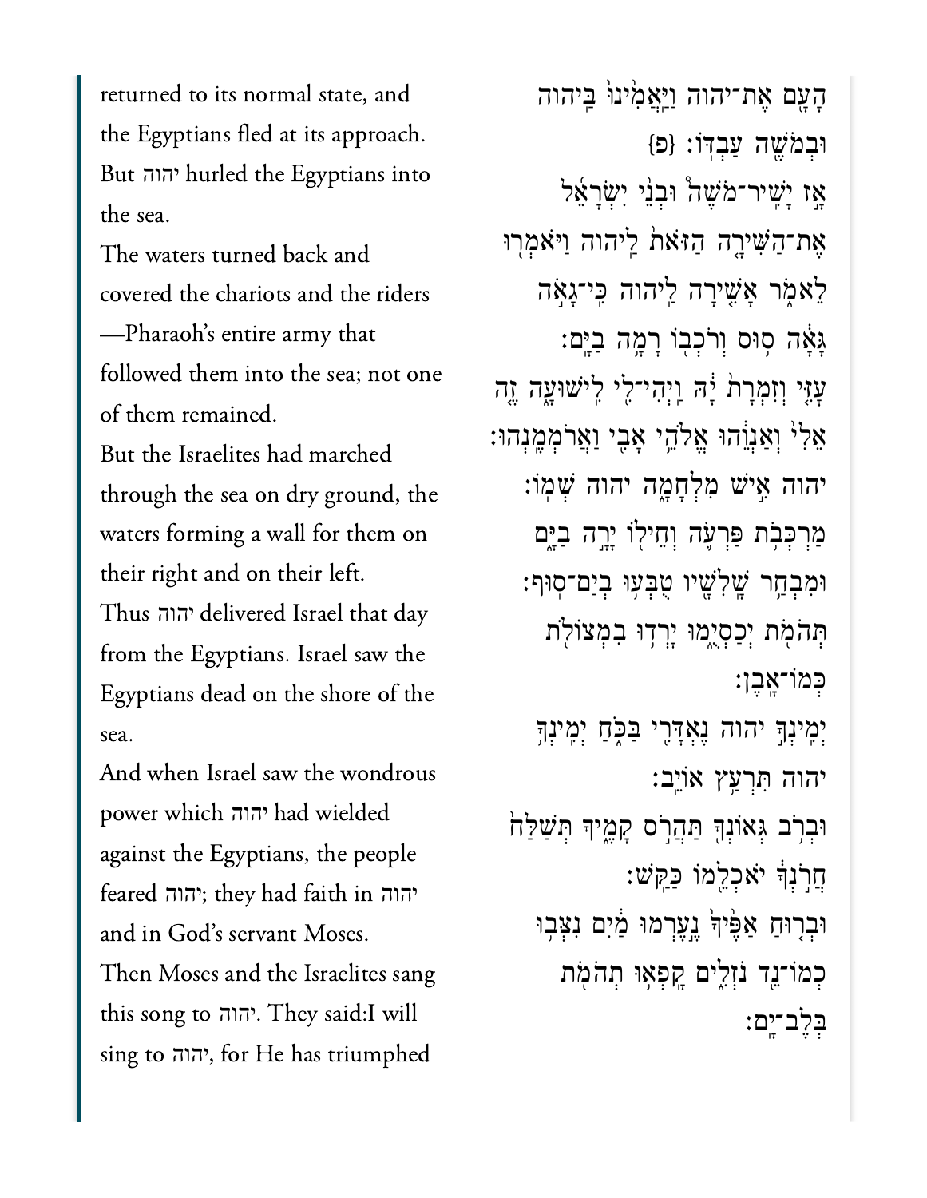returned to its normal state, and the Egyptians fled at its approach. But יהוה hurled the Egyptians into the sea.

The waters turned back and covered the chariots and the riders—Pharaoh's entire army that followed them into the sea; not one of them remained.

But the Israelites had marched through the sea on dry ground, the waters forming a wall for them on their right and on their left.

Thus יהוה delivered Israel that day from the Egyptians. Israel saw the Egyptians dead on the shore of the sea.

And when Israel saw the wondrous power which יהוה had wielded against the Egyptians, the people feared יהוה; they had faith in יהוה and in God's servant Moses.

Then Moses and the Israelites sang this song to יהוה. They said:I will sing to יהוה, for He has triumphed

הָעָם אֶת־יהוה וַיַּאֲמִינוּ בַּיהוה וּבְמֹשֶׁה עַבְדּוֹ׃ {פ}

אָז יָשִׁיר־מֹשֶׁה וּבְנֵי יִשְׂרָאֵל אֶת־הַשִּׁירָה הַזֹּאת לַיהוה וַיֹּאמְרוּ לֵאמֹר אָשִׁירָה לַיהוה כִּי־גָאֹה גָּאָה סוּס וְרֹכְבוֹ רָמָה בַיָּם׃

עָזִּי וְזִמְרָת יָהּ וַיְהִי־לִי לִישׁוּעָה זֶה אֵלִי וְאַנְוֵהוּ אֱלֹהֵי אָבִי וַאֲרֹמְמֶנְהוּ׃

יהוה אִישׁ מִלְחָמָה יהוה שְׁמוֹ׃

מַרְכְּבֹת פַּרְעֹה וְחֵילוֹ יָרָה בַיָּם וּמִבְחַר שָׁלִשָׁיו טֻבְּעוּ בְיַם־סוּף׃

תְּהֹמֹת יְכַסְיֻמוּ יָרְדוּ בִמְצוֹלֹת כְּמוֹ־אָבֶן׃

יְמִינְךָ יהוה נֶאְדָּרִי בַּכֹּחַ יְמִינְךָ יהוה תִּרְעַץ אוֹיֵב׃

וּבְרֹב גְּאוֹנְךָ תַּהֲרֹס קָמֶיךָ תְּשַׁלַּח חֲרֹנְךָ יֹאכְלֵמוֹ כַּקַּשׁ׃

וּבְרוּחַ אַפֶּיךָ נֶעֶרְמוּ מַיִם נִצְּבוּ כְמוֹ־נֵד נֹזְלִים קָפְאוּ תְהֹמֹת בְּלֶב־יָם׃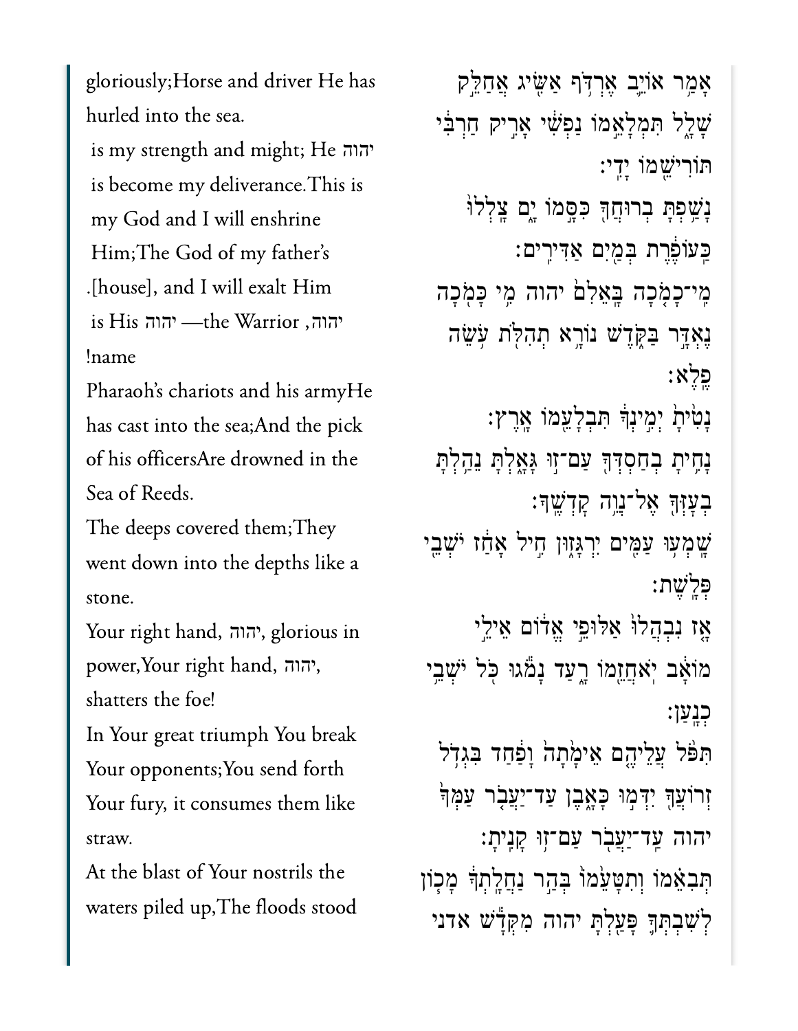gloriously;Horse and driver He has hurled into the sea.

יהוה is my strength and might; He is become my deliverance.This is my God and I will enshrine Him;The God of my father's [house], and I will exalt Him.

יהוה, the Warrior—יהוה is His name!

Pharaoh's chariots and his armyHe has cast into the sea;And the pick of his officersAre drowned in the Sea of Reeds.

The deeps covered them;They went down into the depths like a stone.

Your right hand, יהוה, glorious in power,Your right hand, יהוה, shatters the foe!

In Your great triumph You break Your opponents;You send forth Your fury, it consumes them like straw.

At the blast of Your nostrils the waters piled up,The floods stood

אָמַ֥ר אוֹיֵ֛ב אֶרְדֹּ֥ף אַשִּׂ֖יג אֲחַלֵּ֣ק שָׁלָ֑ל תִּמְלָאֵ֣מוֹ נַפְשִׁ֔י אָרִ֣יק חַרְבִּ֔י תּוֹרִישֵׁ֖מוֹ יָדִֽי׃

נָשַׁ֥פְתָּ בְרוּחֲךָ֖ כִּסָּ֣מוֹ יָ֑ם צָֽלְלוּ֙ כַּֽעוֹפֶ֔רֶת בְּמַ֖יִם אַדִּירִֽים׃

מִֽי־כָמֹ֤כָה בָּֽאֵלִם֙ יהוה מִ֥י כָּמֹ֖כָה נֶאְדָּ֣ר בַּקֹּ֑דֶשׁ נוֹרָ֥א תְהִלֹּ֖ת עֹ֥שֵׂה פֶֽלֶא׃

נָטִ֙יתָ֙ יְמִ֣ינְךָ֔ תִּבְלָעֵ֖מוֹ אָֽרֶץ׃

נָחִ֥יתָ בְחַסְדְּךָ֖ עַם־ז֣וּ גָּאָ֑לְתָּ נֵהַ֥לְתָּ בְעָזְּךָ֖ אֶל־נְוֵ֥ה קָדְשֶֽׁךָ׃

שָׁמְע֥וּ עַמִּ֖ים יִרְגָּז֑וּן חִ֣יל אָחַ֔ז יֹשְׁבֵ֖י פְּלָֽשֶׁת׃

אָ֤ז נִבְהֲלוּ֙ אַלּוּפֵ֣י אֱד֔וֹם אֵילֵ֣י מוֹאָ֔ב יֹֽאחֲזֵ֖מוֹ רָ֑עַד נָמֹ֕גוּ כֹּ֖ל יֹשְׁבֵ֥י כְנָֽעַן׃

תִּפֹּ֨ל עֲלֵיהֶ֤ם אֵימָ֙תָה֙ וָפַ֔חַד בִּגְדֹ֥ל זְרוֹעֲךָ֖ יִדְּמ֣וּ כָּאָ֑בֶן עַד־יַעֲבֹ֤ר עַמְּךָ֙ יהוה עַד־יַעֲבֹ֖ר עַם־ז֥וּ קָנִֽיתָ׃

תְּבִאֵ֗מוֹ וְתִטָּעֵ֙מוֹ֙ בְּהַ֣ר נַחֲלָֽתְךָ֔ מָכ֧וֹן לְשִׁבְתְּךָ֛ פָּעַ֖לְתָּ יהוה מִקְּדָ֕שׁ אדני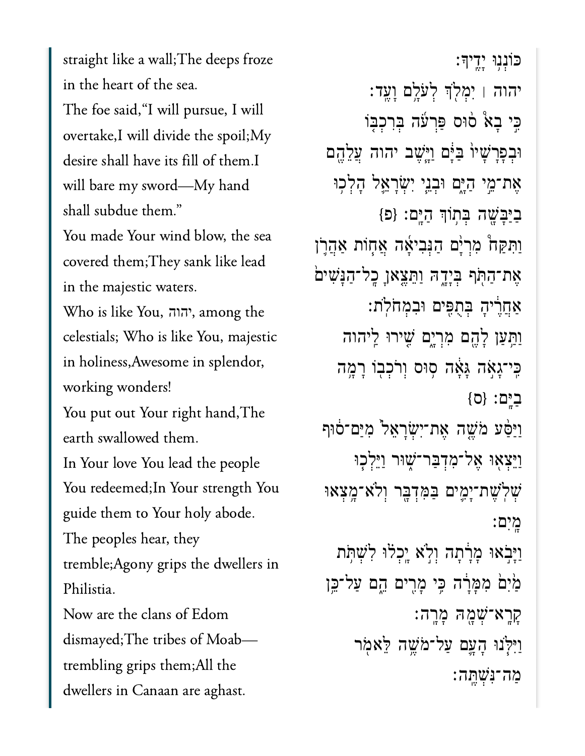straight like a wall;The deeps froze in the heart of the sea.

The foe said,"I will pursue, I will overtake,I will divide the spoil;My desire shall have its fill of them.I will bare my sword—My hand shall subdue them."

You made Your wind blow, the sea covered them;They sank like lead in the majestic waters.

Who is like You, יהוה, among the celestials; Who is like You, majestic in holiness,Awesome in splendor, working wonders!

You put out Your right hand,The earth swallowed them.

In Your love You lead the people You redeemed;In Your strength You guide them to Your holy abode.

The peoples hear, they tremble;Agony grips the dwellers in Philistia.

Now are the clans of Edom dismayed;The tribes of Moab—trembling grips them;All the dwellers in Canaan are aghast.

כּוֹנְנוּ יָדֶיךָ׃

יהוה ׀ יִמְלֹךְ לְעֹלָם וָעֶד׃

כִּי בָא֩ ס֨וּס פַּרְעֹ֜ה בְּרִכְבּ֤וֹ וּבְפָרָשָׁיו֙ בַּיָּ֔ם וַיָּ֧שֶׁב יהוה עֲלֵהֶ֖ם אֶת־מֵ֣י הַיָּ֑ם וּבְנֵ֧י יִשְׂרָאֵ֛ל הָלְכ֥וּ בַיַּבָּשָׁ֖ה בְּת֥וֹךְ הַיָּֽם׃ {פ}

וַתִּקַּח֩ מִרְיָ֨ם הַנְּבִיאָ֜ה אֲח֧וֹת אַהֲרֹ֛ן אֶת־הַתֹּ֖ף בְּיָדָ֑הּ וַתֵּצֶ֤אןָ כָֽל־הַנָּשִׁים֙ אַחֲרֶ֔יהָ בְּתֻפִּ֖ים וּבִמְחֹלֹֽת׃

וַתַּ֥עַן לָהֶ֖ם מִרְיָ֑ם שִׁ֤ירוּ לַֽיהוה כִּֽי־גָאֹ֣ה גָּאָ֔ה ס֥וּס וְרֹכְב֖וֹ רָמָ֥ה בַיָּֽם׃ {ס}

וַיַּסַּ֨ע מֹשֶׁ֤ה אֶת־יִשְׂרָאֵל֙ מִיַּם־ס֔וּף וַיֵּצְא֖וּ אֶל־מִדְבַּר־שׁ֑וּר וַיֵּלְכ֧וּ שְׁלֹֽשֶׁת־יָמִ֛ים בַּמִּדְבָּ֖ר וְלֹא־מָ֥צְאוּ מָֽיִם׃

וַיָּבֹ֣אוּ מָרָ֔תָה וְלֹ֣א יָֽכְל֗וּ לִשְׁתֹּ֥ת מַ֙יִם֙ מִמָּרָ֔ה כִּ֥י מָרִ֖ים הֵ֑ם עַל־כֵּ֥ן קָרָֽא־שְׁמָ֖הּ מָרָֽה׃

וַיִּלֹּ֧נוּ הָעָ֛ם עַל־מֹשֶׁ֥ה לֵּאמֹ֖ר מַה־נִּשְׁתֶּֽה׃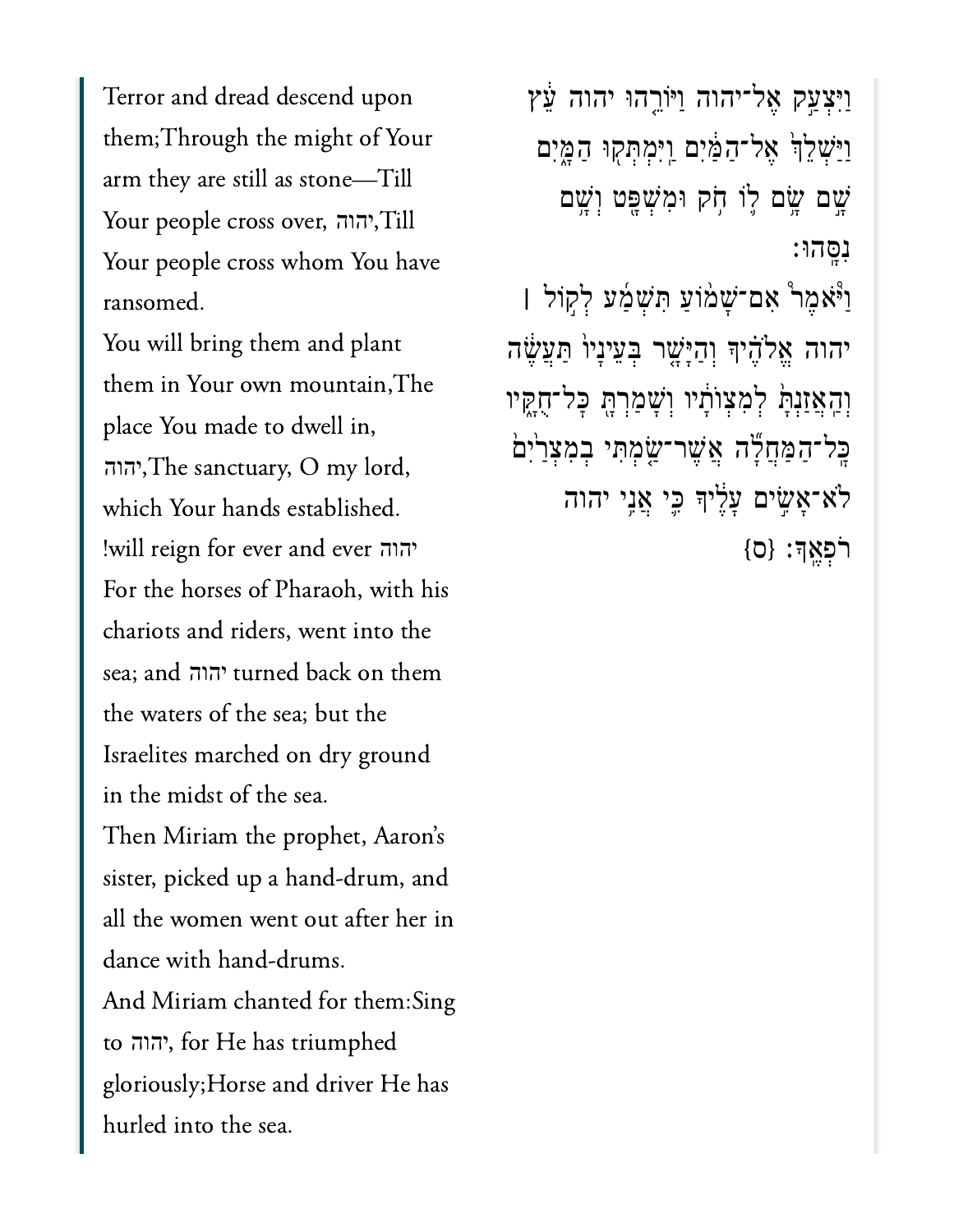Terror and dread descend upon them;Through the might of Your arm they are still as stone—Till Your people cross over, יהוה,Till Your people cross whom You have ransomed.

You will bring them and plant them in Your own mountain,The place You made to dwell in, יהוה,The sanctuary, O my lord, which Your hands established.

!will reign for ever and ever יהוה

For the horses of Pharaoh, with his chariots and riders, went into the sea; and יהוה turned back on them the waters of the sea; but the Israelites marched on dry ground in the midst of the sea.

Then Miriam the prophet, Aaron's sister, picked up a hand-drum, and all the women went out after her in dance with hand-drums.

And Miriam chanted for them:Sing to יהוה, for He has triumphed gloriously;Horse and driver He has hurled into the sea.

וַיִּצְעַ֣ק אֶל־יהוה וַיּוֹרֵ֤הוּ יהוה עֵ֔ץ וַיַּשְׁלֵךְ֙ אֶל־הַמַּ֔יִם וַיִּמְתְּק֖וּ הַמָּ֑יִם שָׁ֣ם שָׂ֥ם ל֛וֹ חֹ֥ק וּמִשְׁפָּ֖ט וְשָׁ֥ם נִסָּֽהוּ׃

וַיֹּאמֶר֩ אִם־שָׁמ֨וֹעַ תִּשְׁמַ֜ע לְק֣וֹל ׀ יהוה אֱלֹהֶ֗יךָ וְהַיָּשָׁ֤ר בְּעֵינָיו֙ תַּעֲשֶׂ֔ה וְהַֽאֲזַנְתָּ֙ לְמִצְוֺתָ֔יו וְשָׁמַרְתָּ֖ כׇּל־חֻקָּ֑יו כׇּֽל־הַמַּחֲלָ֞ה אֲשֶׁר־שַׂ֤מְתִּי בְמִצְרַ֙יִם֙ לֹא־אָשִׂ֣ים עָלֶ֔יךָ כִּ֛י אֲנִ֥י יהוה רֹפְאֶֽךָ׃ {ס}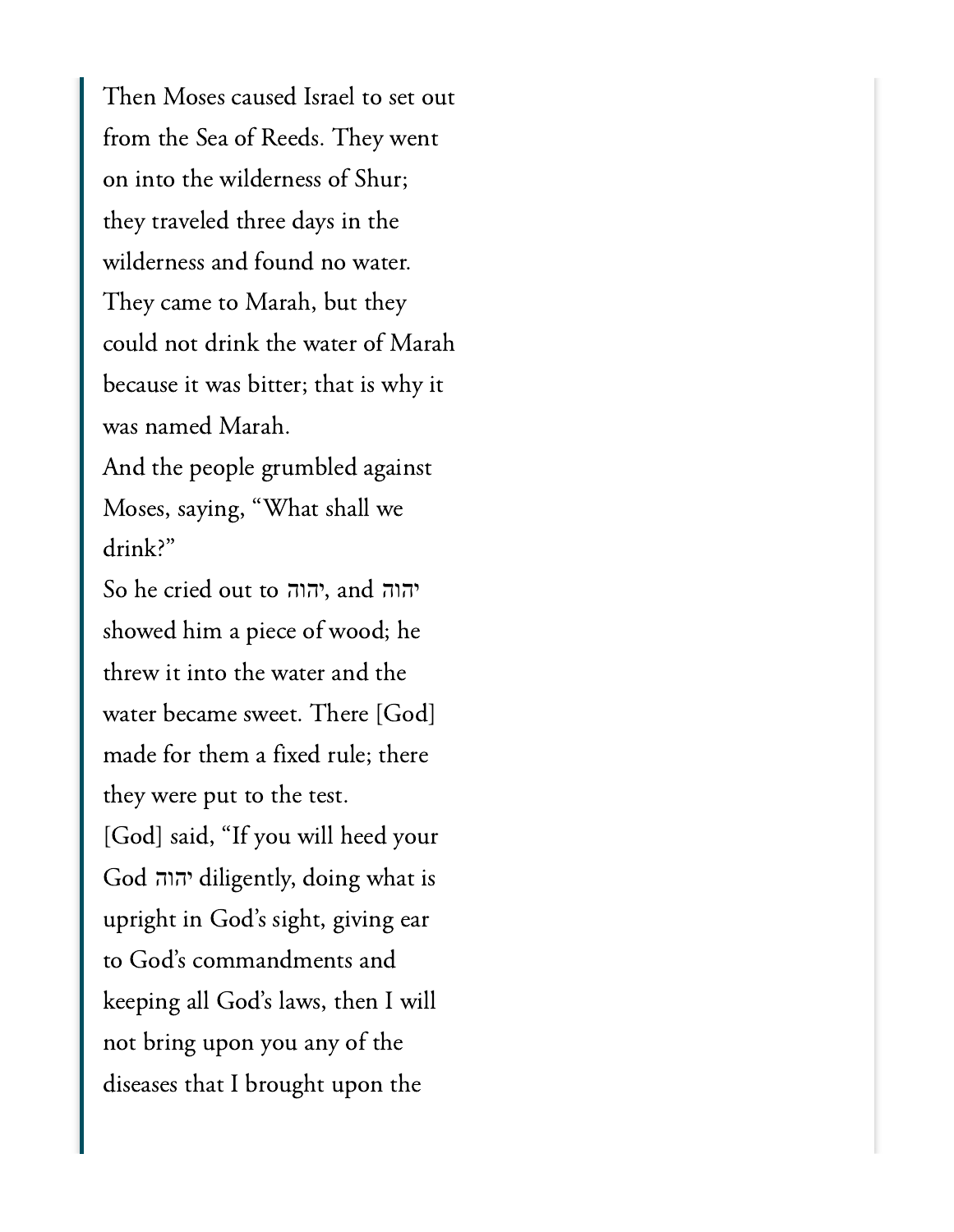Then Moses caused Israel to set out from the Sea of Reeds. They went on into the wilderness of Shur; they traveled three days in the wilderness and found no water. They came to Marah, but they could not drink the water of Marah because it was bitter; that is why it was named Marah.

And the people grumbled against Moses, saying, "What shall we drink?"

So he cried out to יהוה, and יהוה showed him a piece of wood; he threw it into the water and the water became sweet. There [God] made for them a fixed rule; there they were put to the test.

[God] said, "If you will heed your God יהוה diligently, doing what is upright in God's sight, giving ear to God's commandments and keeping all God's laws, then I will not bring upon you any of the diseases that I brought upon the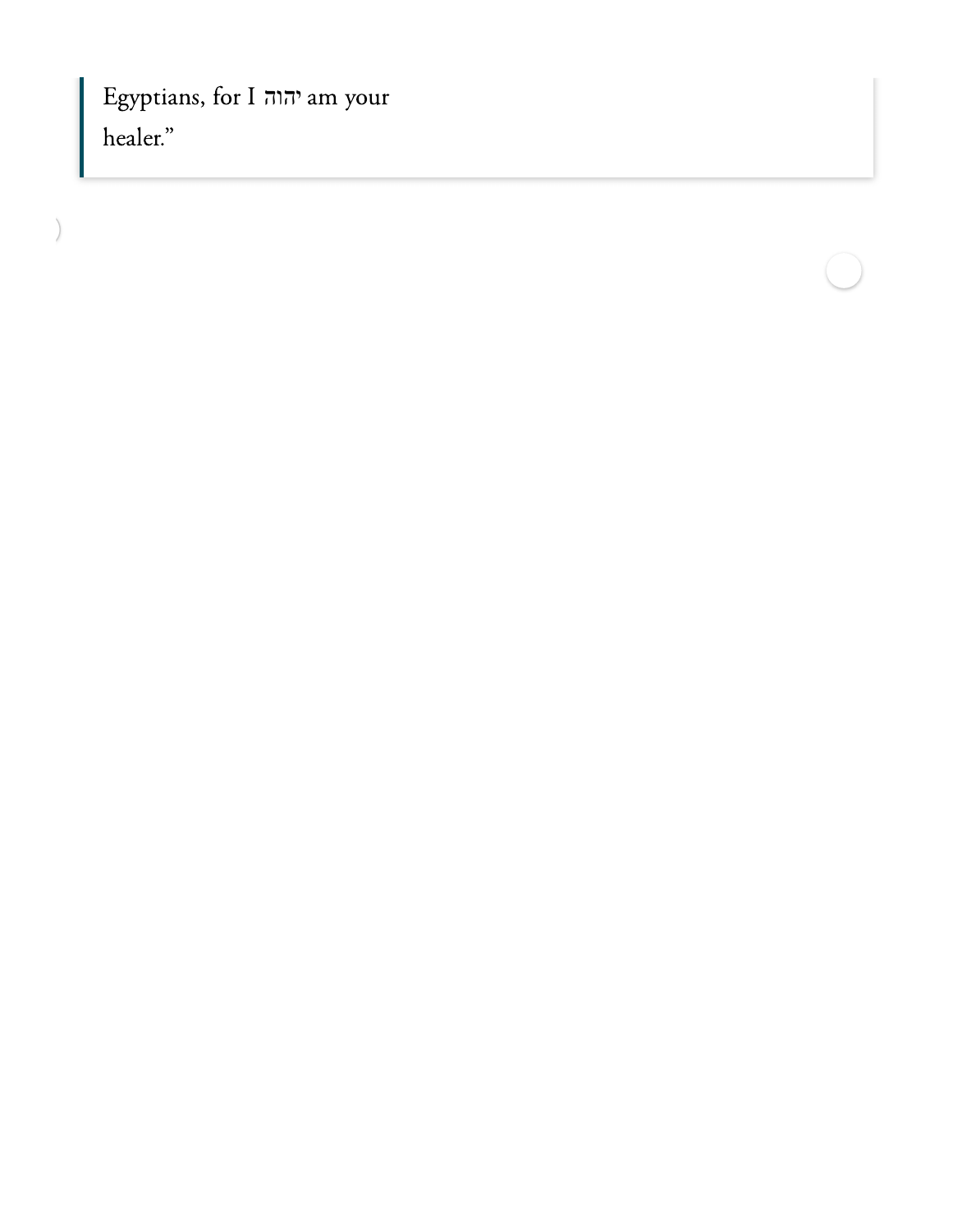> Egyptians, for I יהוה am your healer."